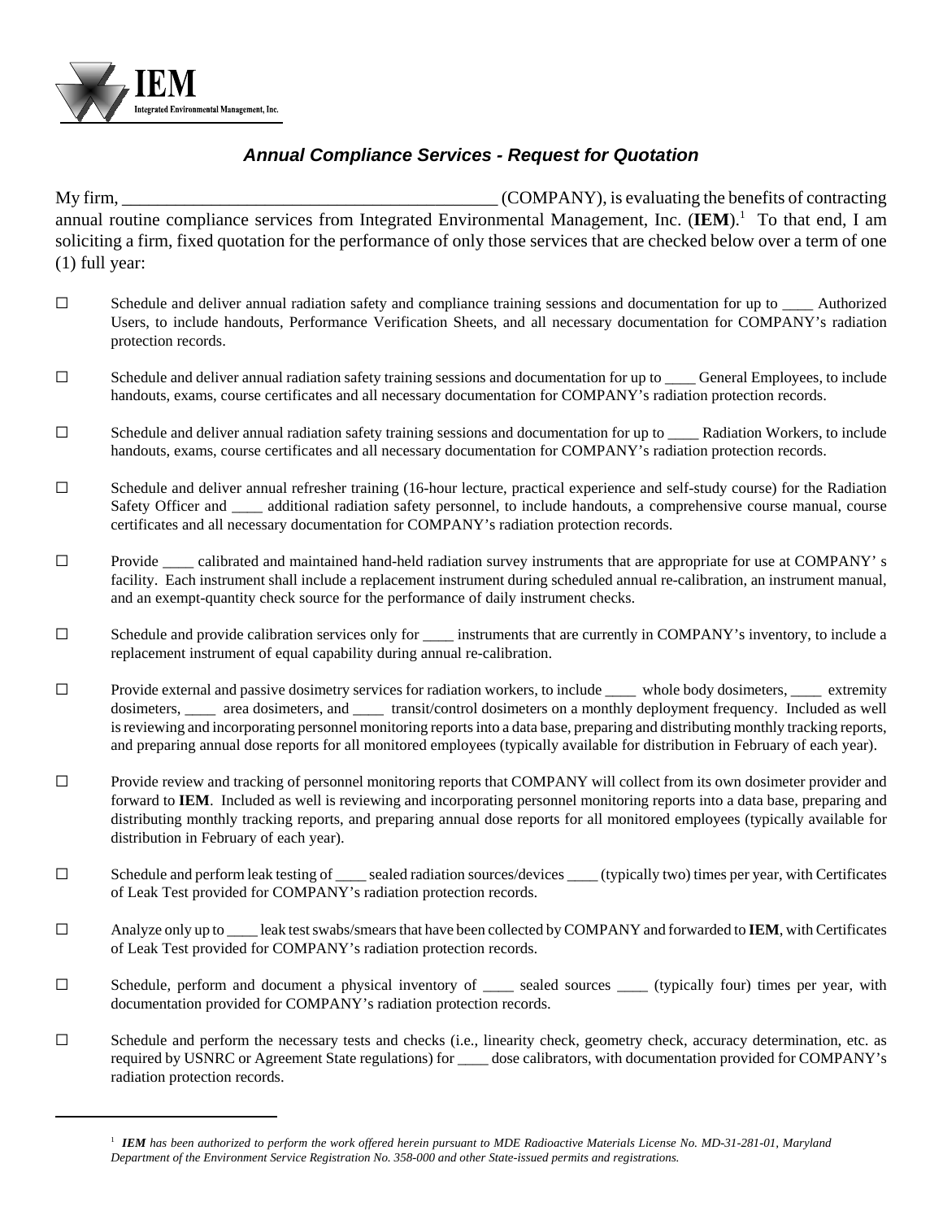**IEM**

Integrated Environmental Management, Inc.

## *Annual Compliance Services - Request for Quotation*

My firm, __________________________________________ (COMPANY), is evaluating the benefits of contracting annual routine compliance services from Integrated Environmental Management, Inc. (**IEM**).[1] To that end, I am soliciting a firm, fixed quotation for the performance of only those services that are checked below over a term of one (1) full year:

☐ Schedule and deliver annual radiation safety and compliance training sessions and documentation for up to ____ Authorized Users, to include handouts, Performance Verification Sheets, and all necessary documentation for COMPANY's radiation protection records.

☐ Schedule and deliver annual radiation safety training sessions and documentation for up to ____ General Employees, to include handouts, exams, course certificates and all necessary documentation for COMPANY's radiation protection records.

☐ Schedule and deliver annual radiation safety training sessions and documentation for up to ____ Radiation Workers, to include handouts, exams, course certificates and all necessary documentation for COMPANY's radiation protection records.

☐ Schedule and deliver annual refresher training (16-hour lecture, practical experience and self-study course) for the Radiation Safety Officer and ____ additional radiation safety personnel, to include handouts, a comprehensive course manual, course certificates and all necessary documentation for COMPANY's radiation protection records.

☐ Provide ____ calibrated and maintained hand-held radiation survey instruments that are appropriate for use at COMPANY' s facility. Each instrument shall include a replacement instrument during scheduled annual re-calibration, an instrument manual, and an exempt-quantity check source for the performance of daily instrument checks.

☐ Schedule and provide calibration services only for ____ instruments that are currently in COMPANY's inventory, to include a replacement instrument of equal capability during annual re-calibration.

☐ Provide external and passive dosimetry services for radiation workers, to include ____ whole body dosimeters, ____ extremity dosimeters, ____ area dosimeters, and ____ transit/control dosimeters on a monthly deployment frequency. Included as well is reviewing and incorporating personnel monitoring reports into a data base, preparing and distributing monthly tracking reports, and preparing annual dose reports for all monitored employees (typically available for distribution in February of each year).

☐ Provide review and tracking of personnel monitoring reports that COMPANY will collect from its own dosimeter provider and forward to **IEM**. Included as well is reviewing and incorporating personnel monitoring reports into a data base, preparing and distributing monthly tracking reports, and preparing annual dose reports for all monitored employees (typically available for distribution in February of each year).

☐ Schedule and perform leak testing of ____ sealed radiation sources/devices ____ (typically two) times per year, with Certificates of Leak Test provided for COMPANY's radiation protection records.

☐ Analyze only up to ____ leak test swabs/smears that have been collected by COMPANY and forwarded to **IEM**, with Certificates of Leak Test provided for COMPANY's radiation protection records.

☐ Schedule, perform and document a physical inventory of ____ sealed sources ____ (typically four) times per year, with documentation provided for COMPANY's radiation protection records.

☐ Schedule and perform the necessary tests and checks (i.e., linearity check, geometry check, accuracy determination, etc. as required by USNRC or Agreement State regulations) for ____ dose calibrators, with documentation provided for COMPANY's radiation protection records.

---

[1] ***IEM** has been authorized to perform the work offered herein pursuant to MDE Radioactive Materials License No. MD-31-281-01, Maryland Department of the Environment Service Registration No. 358-000 and other State-issued permits and registrations.*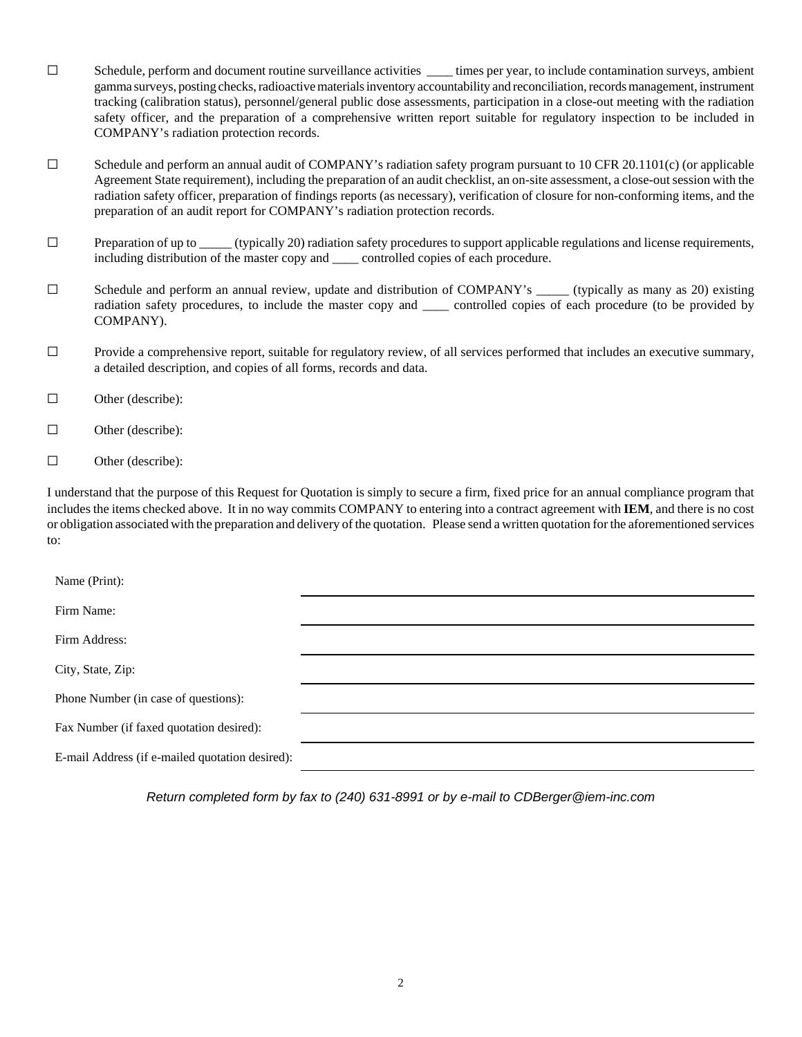☐ Schedule, perform and document routine surveillance activities ____ times per year, to include contamination surveys, ambient gamma surveys, posting checks, radioactive materials inventory accountability and reconciliation, records management, instrument tracking (calibration status), personnel/general public dose assessments, participation in a close-out meeting with the radiation safety officer, and the preparation of a comprehensive written report suitable for regulatory inspection to be included in COMPANY's radiation protection records.

☐ Schedule and perform an annual audit of COMPANY's radiation safety program pursuant to 10 CFR 20.1101(c) (or applicable Agreement State requirement), including the preparation of an audit checklist, an on-site assessment, a close-out session with the radiation safety officer, preparation of findings reports (as necessary), verification of closure for non-conforming items, and the preparation of an audit report for COMPANY's radiation protection records.

☐ Preparation of up to _____ (typically 20) radiation safety procedures to support applicable regulations and license requirements, including distribution of the master copy and ____ controlled copies of each procedure.

☐ Schedule and perform an annual review, update and distribution of COMPANY's _____ (typically as many as 20) existing radiation safety procedures, to include the master copy and ____ controlled copies of each procedure (to be provided by COMPANY).

☐ Provide a comprehensive report, suitable for regulatory review, of all services performed that includes an executive summary, a detailed description, and copies of all forms, records and data.

☐ Other (describe):

☐ Other (describe):

☐ Other (describe):

I understand that the purpose of this Request for Quotation is simply to secure a firm, fixed price for an annual compliance program that includes the items checked above. It in no way commits COMPANY to entering into a contract agreement with **IEM**, and there is no cost or obligation associated with the preparation and delivery of the quotation. Please send a written quotation for the aforementioned services to:

| | |
|---|---|
| Name (Print): | |
| Firm Name: | |
| Firm Address: | |
| City, State, Zip: | |
| Phone Number (in case of questions): | |
| Fax Number (if faxed quotation desired): | |
| E-mail Address (if e-mailed quotation desired): | |

*Return completed form by fax to (240) 631-8991 or by e-mail to CDBerger@iem-inc.com*